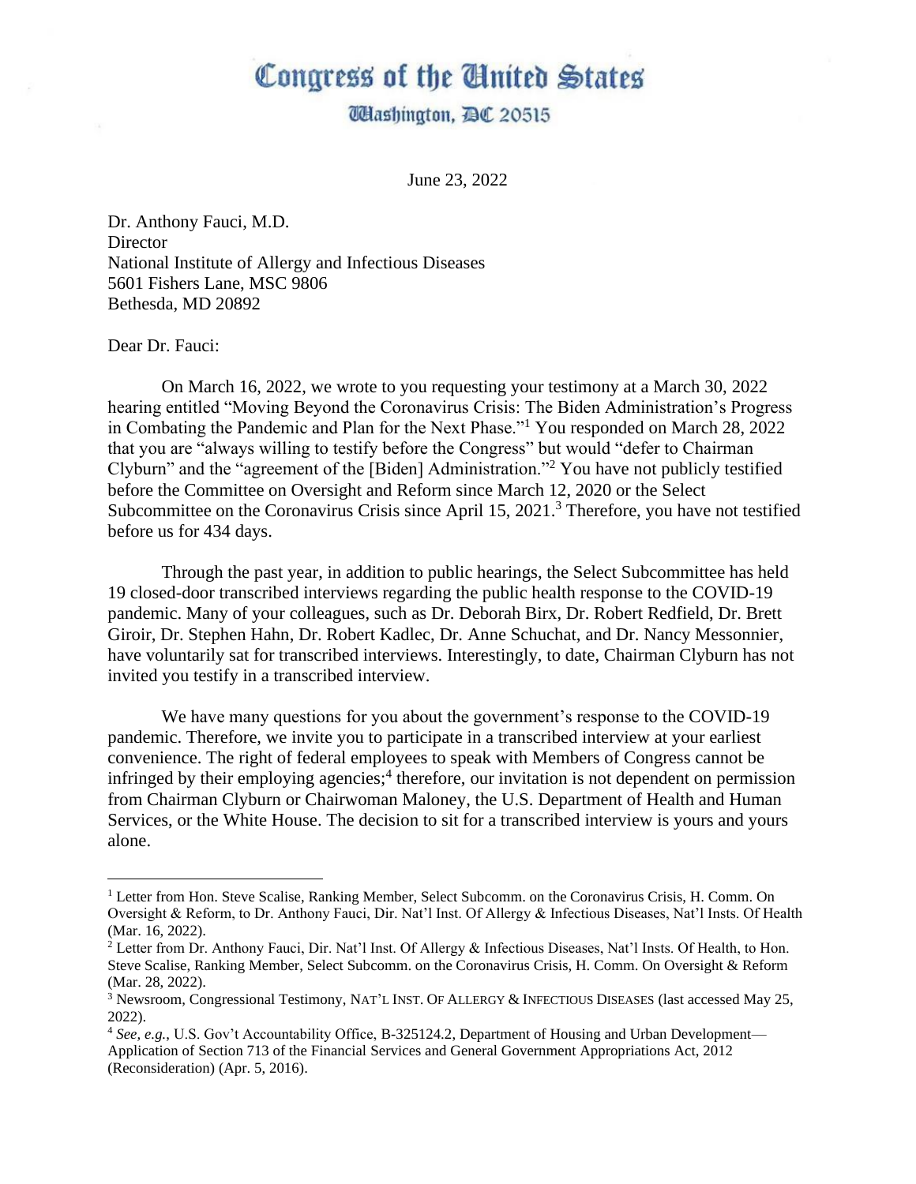# Congress of the United States

## Washington, DC 20515

June 23, 2022

Dr. Anthony Fauci, M.D.
Director
National Institute of Allergy and Infectious Diseases
5601 Fishers Lane, MSC 9806
Bethesda, MD 20892

Dear Dr. Fauci:

On March 16, 2022, we wrote to you requesting your testimony at a March 30, 2022 hearing entitled "Moving Beyond the Coronavirus Crisis: The Biden Administration's Progress in Combating the Pandemic and Plan for the Next Phase."[1] You responded on March 28, 2022 that you are "always willing to testify before the Congress" but would "defer to Chairman Clyburn" and the "agreement of the [Biden] Administration."[2] You have not publicly testified before the Committee on Oversight and Reform since March 12, 2020 or the Select Subcommittee on the Coronavirus Crisis since April 15, 2021.[3] Therefore, you have not testified before us for 434 days.

Through the past year, in addition to public hearings, the Select Subcommittee has held 19 closed-door transcribed interviews regarding the public health response to the COVID-19 pandemic. Many of your colleagues, such as Dr. Deborah Birx, Dr. Robert Redfield, Dr. Brett Giroir, Dr. Stephen Hahn, Dr. Robert Kadlec, Dr. Anne Schuchat, and Dr. Nancy Messonnier, have voluntarily sat for transcribed interviews. Interestingly, to date, Chairman Clyburn has not invited you testify in a transcribed interview.

We have many questions for you about the government's response to the COVID-19 pandemic. Therefore, we invite you to participate in a transcribed interview at your earliest convenience. The right of federal employees to speak with Members of Congress cannot be infringed by their employing agencies;[4] therefore, our invitation is not dependent on permission from Chairman Clyburn or Chairwoman Maloney, the U.S. Department of Health and Human Services, or the White House. The decision to sit for a transcribed interview is yours and yours alone.

---

[1] Letter from Hon. Steve Scalise, Ranking Member, Select Subcomm. on the Coronavirus Crisis, H. Comm. On Oversight & Reform, to Dr. Anthony Fauci, Dir. Nat'l Inst. Of Allergy & Infectious Diseases, Nat'l Insts. Of Health (Mar. 16, 2022).

[2] Letter from Dr. Anthony Fauci, Dir. Nat'l Inst. Of Allergy & Infectious Diseases, Nat'l Insts. Of Health, to Hon. Steve Scalise, Ranking Member, Select Subcomm. on the Coronavirus Crisis, H. Comm. On Oversight & Reform (Mar. 28, 2022).

[3] Newsroom, Congressional Testimony, NAT'L INST. OF ALLERGY & INFECTIOUS DISEASES (last accessed May 25, 2022).

[4] *See, e.g.*, U.S. Gov't Accountability Office, B-325124.2, Department of Housing and Urban Development—Application of Section 713 of the Financial Services and General Government Appropriations Act, 2012 (Reconsideration) (Apr. 5, 2016).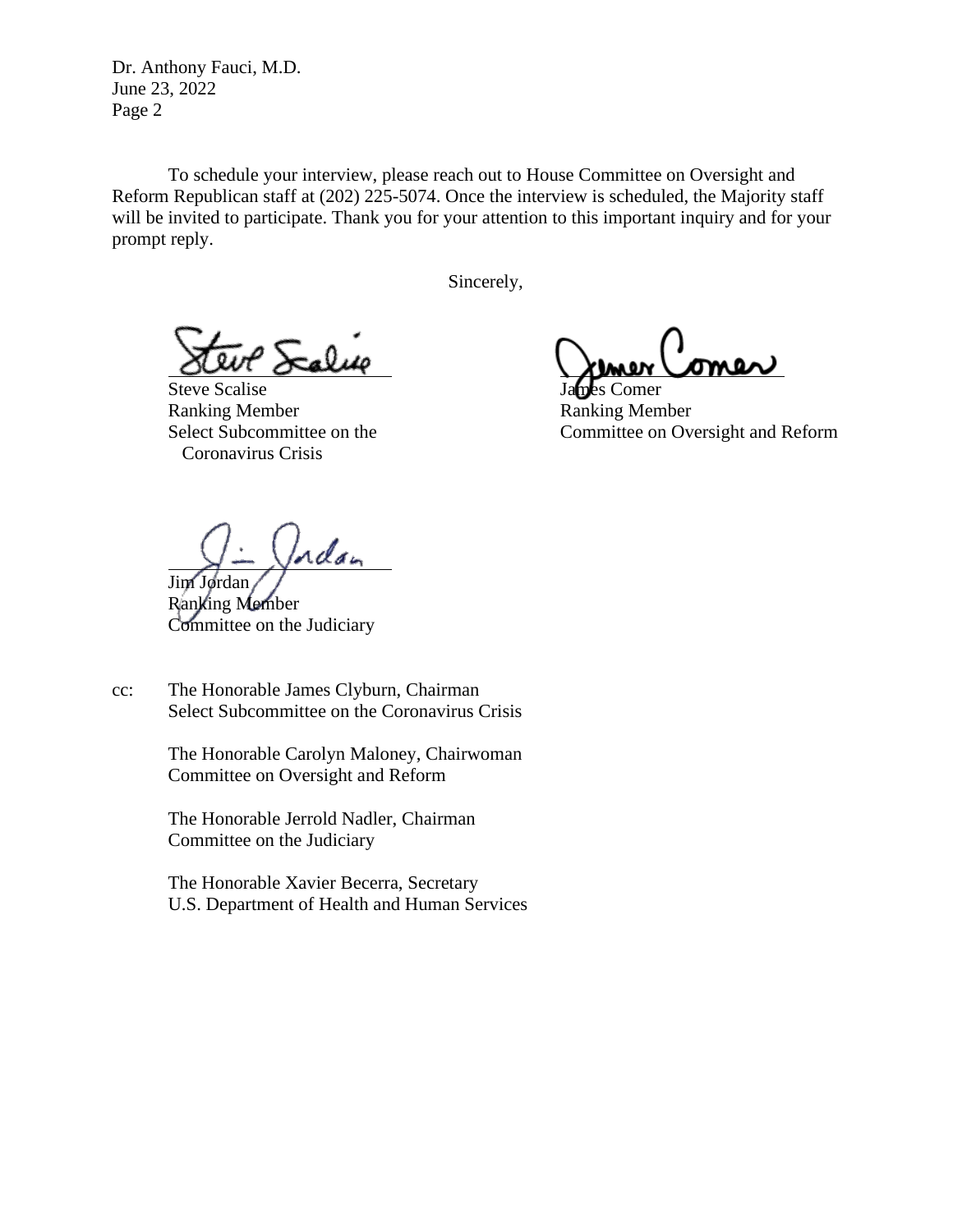To schedule your interview, please reach out to House Committee on Oversight and Reform Republican staff at (202) 225-5074. Once the interview is scheduled, the Majority staff will be invited to participate. Thank you for your attention to this important inquiry and for your prompt reply.

Sincerely,

Steve Scalise
Ranking Member
Select Subcommittee on the Coronavirus Crisis

James Comer
Ranking Member
Committee on Oversight and Reform

Jim Jordan
Ranking Member
Committee on the Judiciary

cc: The Honorable James Clyburn, Chairman
Select Subcommittee on the Coronavirus Crisis

The Honorable Carolyn Maloney, Chairwoman
Committee on Oversight and Reform

The Honorable Jerrold Nadler, Chairman
Committee on the Judiciary

The Honorable Xavier Becerra, Secretary
U.S. Department of Health and Human Services